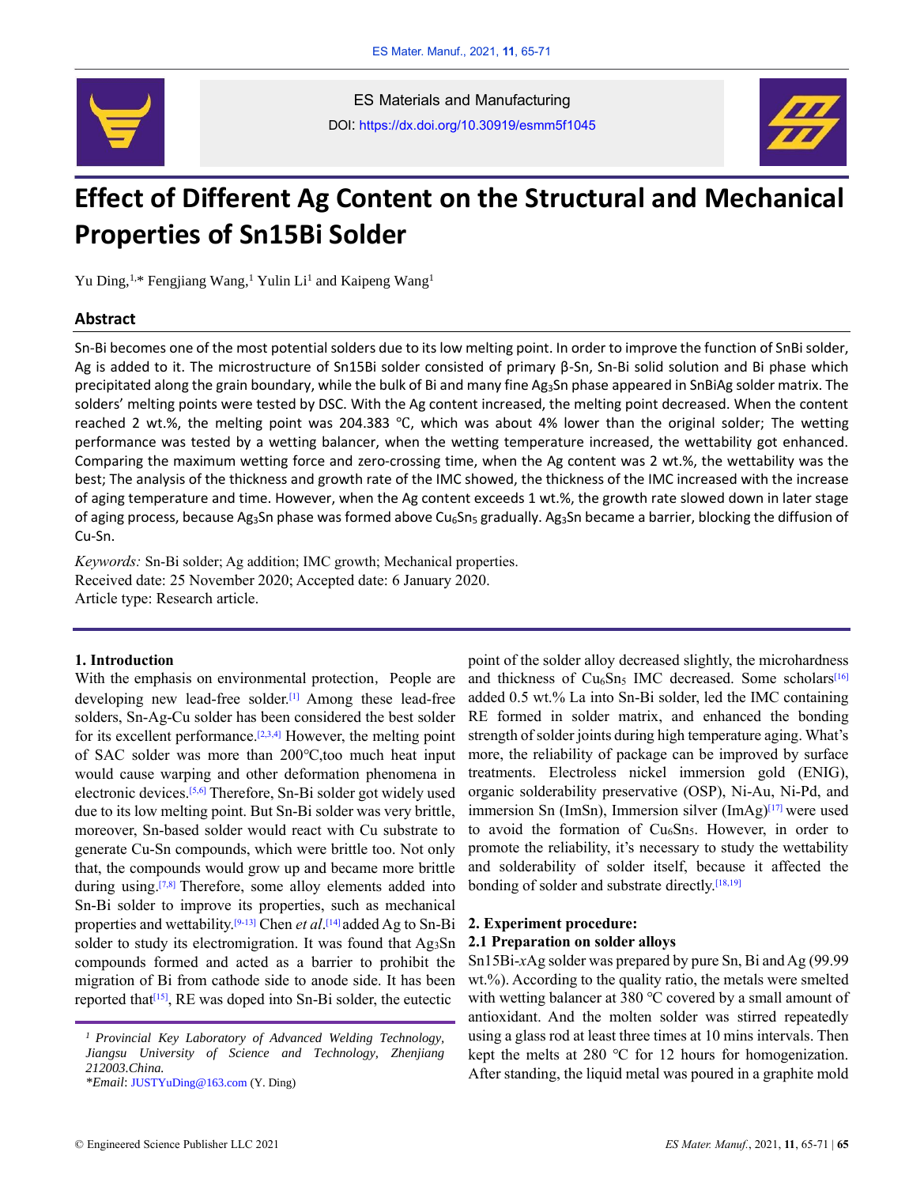ES Materials and Manufacturing

DOI: https://dx.doi.org/10.30919/esmm5f1045

# Effect of Different Ag Content on the Structural and Mechanical Properties of Sn15Bi Solder

Yu Ding,[1,*] Fengjiang Wang,[1] Yulin Li[1] and Kaipeng Wang[1]

## Abstract

Sn-Bi becomes one of the most potential solders due to its low melting point. In order to improve the function of SnBi solder, Ag is added to it. The microstructure of Sn15Bi solder consisted of primary β-Sn, Sn-Bi solid solution and Bi phase which precipitated along the grain boundary, while the bulk of Bi and many fine $Ag_3Sn$ phase appeared in SnBiAg solder matrix. The solders' melting points were tested by DSC. With the Ag content increased, the melting point decreased. When the content reached 2 wt.%, the melting point was 204.383 ℃, which was about 4% lower than the original solder; The wetting performance was tested by a wetting balancer, when the wetting temperature increased, the wettability got enhanced. Comparing the maximum wetting force and zero-crossing time, when the Ag content was 2 wt.%, the wettability was the best; The analysis of the thickness and growth rate of the IMC showed, the thickness of the IMC increased with the increase of aging temperature and time. However, when the Ag content exceeds 1 wt.%, the growth rate slowed down in later stage of aging process, because $Ag_3Sn$ phase was formed above $Cu_6Sn_5$ gradually. $Ag_3Sn$ became a barrier, blocking the diffusion of Cu-Sn.

*Keywords:* Sn-Bi solder; Ag addition; IMC growth; Mechanical properties.

Received date: 25 November 2020; Accepted date: 6 January 2020.

Article type: Research article.

## 1. Introduction

With the emphasis on environmental protection, People are developing new lead-free solder.[1] Among these lead-free solders, Sn-Ag-Cu solder has been considered the best solder for its excellent performance.[2,3,4] However, the melting point of SAC solder was more than 200℃,too much heat input would cause warping and other deformation phenomena in electronic devices.[5,6] Therefore, Sn-Bi solder got widely used due to its low melting point. But Sn-Bi solder was very brittle, moreover, Sn-based solder would react with Cu substrate to generate Cu-Sn compounds, which were brittle too. Not only that, the compounds would grow up and became more brittle during using.[7,8] Therefore, some alloy elements added into Sn-Bi solder to improve its properties, such as mechanical properties and wettability.[9-13] Chen *et al*.[14] added Ag to Sn-Bi solder to study its electromigration. It was found that $Ag_3Sn$ compounds formed and acted as a barrier to prohibit the migration of Bi from cathode side to anode side. It has been reported that[15], RE was doped into Sn-Bi solder, the eutectic point of the solder alloy decreased slightly, the microhardness and thickness of $Cu_6Sn_5$ IMC decreased. Some scholars[16] added 0.5 wt.% La into Sn-Bi solder, led the IMC containing RE formed in solder matrix, and enhanced the bonding strength of solder joints during high temperature aging. What's more, the reliability of package can be improved by surface treatments. Electroless nickel immersion gold (ENIG), organic solderability preservative (OSP), Ni-Au, Ni-Pd, and immersion Sn (ImSn), Immersion silver (ImAg)[17] were used to avoid the formation of $Cu_6Sn_5$. However, in order to promote the reliability, it's necessary to study the wettability and solderability of solder itself, because it affected the bonding of solder and substrate directly.[18,19]

## 2. Experiment procedure:

### 2.1 Preparation on solder alloys

Sn15Bi-*x*Ag solder was prepared by pure Sn, Bi and Ag (99.99 wt.%). According to the quality ratio, the metals were smelted with wetting balancer at 380 °C covered by a small amount of antioxidant. And the molten solder was stirred repeatedly using a glass rod at least three times at 10 mins intervals. Then kept the melts at 280 ℃ for 12 hours for homogenization. After standing, the liquid metal was poured in a graphite mold

---

[1] *Provincial Key Laboratory of Advanced Welding Technology, Jiangsu University of Science and Technology, Zhenjiang 212003.China.*

**Email*: JUSTYuDing@163.com (Y. Ding)

© Engineered Science Publisher LLC 2021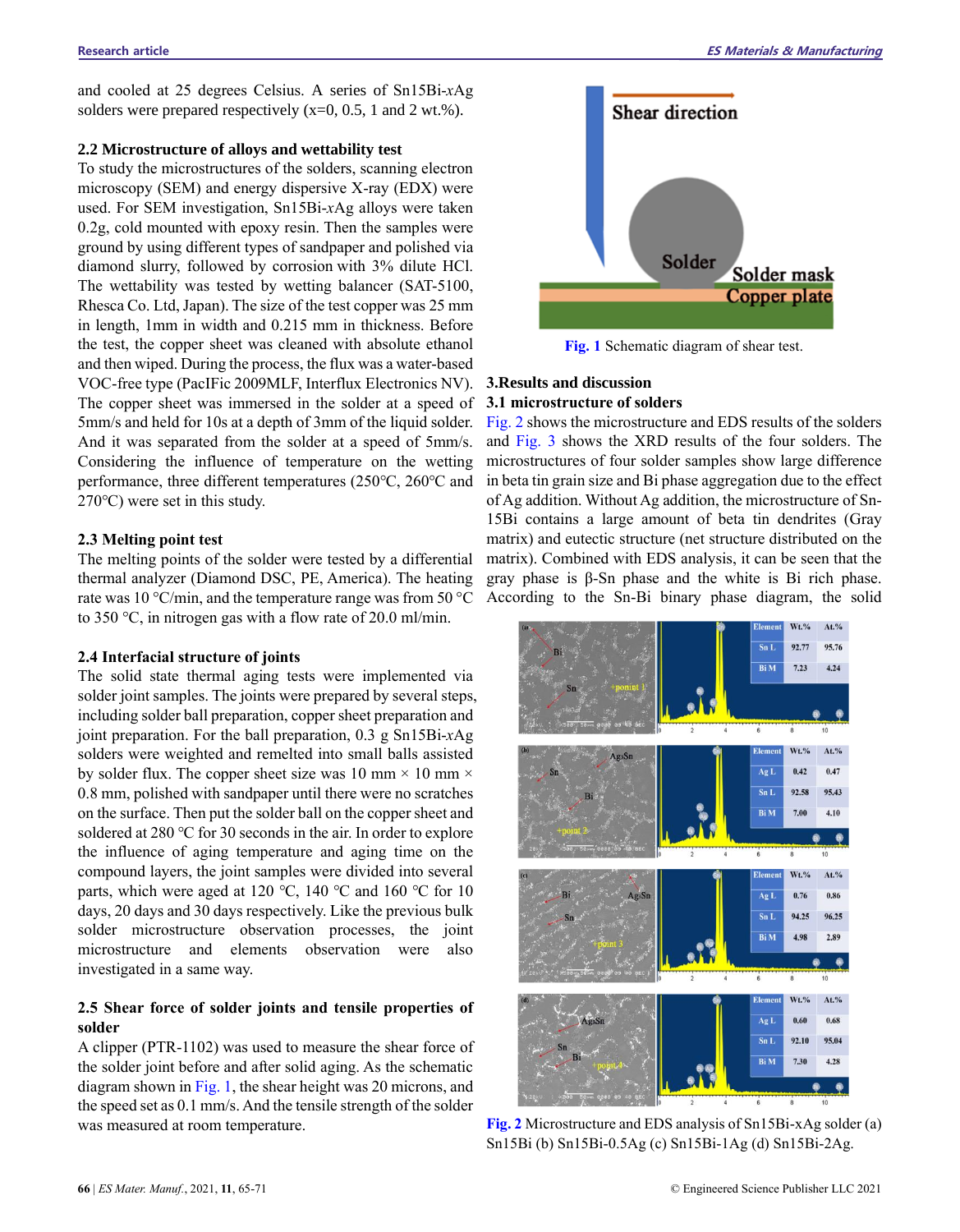and cooled at 25 degrees Celsius. A series of Sn15Bi-*x*Ag solders were prepared respectively (x=0, 0.5, 1 and 2 wt.%).

### 2.2 Microstructure of alloys and wettability test

To study the microstructures of the solders, scanning electron microscopy (SEM) and energy dispersive X-ray (EDX) were used. For SEM investigation, Sn15Bi-*x*Ag alloys were taken 0.2g, cold mounted with epoxy resin. Then the samples were ground by using different types of sandpaper and polished via diamond slurry, followed by corrosion with 3% dilute HCl. The wettability was tested by wetting balancer (SAT-5100, Rhesca Co. Ltd, Japan). The size of the test copper was 25 mm in length, 1mm in width and 0.215 mm in thickness. Before the test, the copper sheet was cleaned with absolute ethanol and then wiped. During the process, the flux was a water-based VOC-free type (PacIFic 2009MLF, Interflux Electronics NV). The copper sheet was immersed in the solder at a speed of 5mm/s and held for 10s at a depth of 3mm of the liquid solder. And it was separated from the solder at a speed of 5mm/s. Considering the influence of temperature on the wetting performance, three different temperatures (250℃, 260℃ and 270℃) were set in this study.

### 2.3 Melting point test

The melting points of the solder were tested by a differential thermal analyzer (Diamond DSC, PE, America). The heating rate was 10 °C/min, and the temperature range was from 50 °C to 350 °C, in nitrogen gas with a flow rate of 20.0 ml/min.

### 2.4 Interfacial structure of joints

The solid state thermal aging tests were implemented via solder joint samples. The joints were prepared by several steps, including solder ball preparation, copper sheet preparation and joint preparation. For the ball preparation, 0.3 g Sn15Bi-*x*Ag solders were weighted and remelted into small balls assisted by solder flux. The copper sheet size was 10 mm × 10 mm × 0.8 mm, polished with sandpaper until there were no scratches on the surface. Then put the solder ball on the copper sheet and soldered at 280 ℃ for 30 seconds in the air. In order to explore the influence of aging temperature and aging time on the compound layers, the joint samples were divided into several parts, which were aged at 120 ℃, 140 ℃ and 160 ℃ for 10 days, 20 days and 30 days respectively. Like the previous bulk solder microstructure observation processes, the joint microstructure and elements observation were also investigated in a same way.

### 2.5 Shear force of solder joints and tensile properties of solder

A clipper (PTR-1102) was used to measure the shear force of the solder joint before and after solid aging. As the schematic diagram shown in Fig. 1, the shear height was 20 microns, and the speed set as 0.1 mm/s. And the tensile strength of the solder was measured at room temperature.

Fig. 1 Schematic diagram of shear test.

## 3.Results and discussion

### 3.1 microstructure of solders

Fig. 2 shows the microstructure and EDS results of the solders and Fig. 3 shows the XRD results of the four solders. The microstructures of four solder samples show large difference in beta tin grain size and Bi phase aggregation due to the effect of Ag addition. Without Ag addition, the microstructure of Sn-15Bi contains a large amount of beta tin dendrites (Gray matrix) and eutectic structure (net structure distributed on the matrix). Combined with EDS analysis, it can be seen that the gray phase is β-Sn phase and the white is Bi rich phase. According to the Sn-Bi binary phase diagram, the solid

Fig. 2 Microstructure and EDS analysis of Sn15Bi-xAg solder (a) Sn15Bi (b) Sn15Bi-0.5Ag (c) Sn15Bi-1Ag (d) Sn15Bi-2Ag.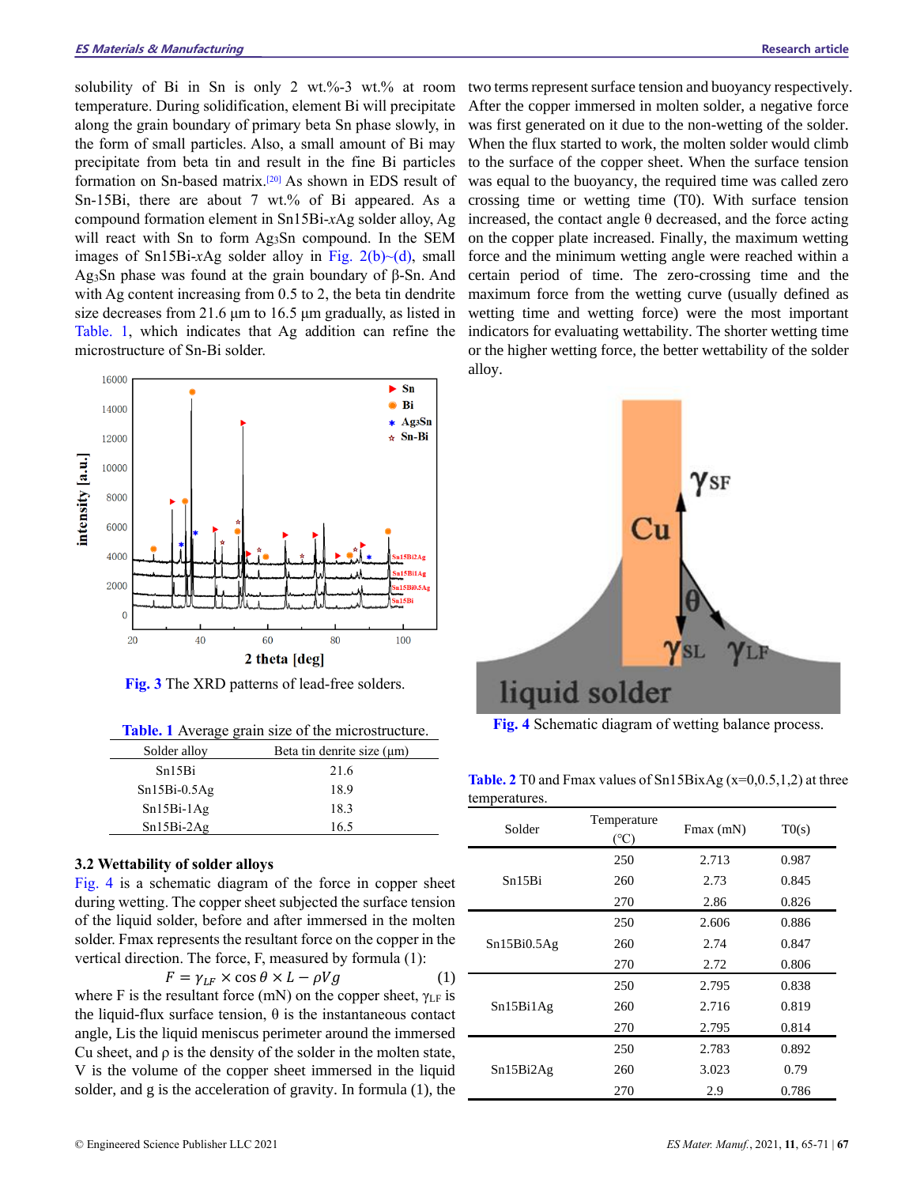solubility of Bi in Sn is only 2 wt.%-3 wt.% at room temperature. During solidification, element Bi will precipitate along the grain boundary of primary beta Sn phase slowly, in the form of small particles. Also, a small amount of Bi may precipitate from beta tin and result in the fine Bi particles formation on Sn-based matrix.[20] As shown in EDS result of Sn-15Bi, there are about 7 wt.% of Bi appeared. As a compound formation element in Sn15Bi-*x*Ag solder alloy, Ag will react with Sn to form $Ag_3Sn$ compound. In the SEM images of Sn15Bi-*x*Ag solder alloy in Fig. 2(b)~(d), small $Ag_3Sn$ phase was found at the grain boundary of β-Sn. And with Ag content increasing from 0.5 to 2, the beta tin dendrite size decreases from 21.6 μm to 16.5 μm gradually, as listed in Table. 1, which indicates that Ag addition can refine the microstructure of Sn-Bi solder.

**Fig. 3** The XRD patterns of lead-free solders.

**Table. 1** Average grain size of the microstructure.

| Solder alloy | Beta tin denrite size (μm) |
|---|---|
| Sn15Bi | 21.6 |
| Sn15Bi-0.5Ag | 18.9 |
| Sn15Bi-1Ag | 18.3 |
| Sn15Bi-2Ag | 16.5 |

### 3.2 Wettability of solder alloys

Fig. 4 is a schematic diagram of the force in copper sheet during wetting. The copper sheet subjected the surface tension of the liquid solder, before and after immersed in the molten solder. Fmax represents the resultant force on the copper in the vertical direction. The force, F, measured by formula (1):

$$F = \gamma_{LF} \times \cos\theta \times L - \rho V g \quad (1)$$

where F is the resultant force (mN) on the copper sheet, $\gamma_{LF}$ is the liquid-flux surface tension, θ is the instantaneous contact angle, Lis the liquid meniscus perimeter around the immersed Cu sheet, and ρ is the density of the solder in the molten state, V is the volume of the copper sheet immersed in the liquid solder, and g is the acceleration of gravity. In formula (1), the two terms represent surface tension and buoyancy respectively. After the copper immersed in molten solder, a negative force was first generated on it due to the non-wetting of the solder. When the flux started to work, the molten solder would climb to the surface of the copper sheet. When the surface tension was equal to the buoyancy, the required time was called zero crossing time or wetting time (T0). With surface tension increased, the contact angle θ decreased, and the force acting on the copper plate increased. Finally, the maximum wetting force and the minimum wetting angle were reached within a certain period of time. The zero-crossing time and the maximum force from the wetting curve (usually defined as wetting time and wetting force) were the most important indicators for evaluating wettability. The shorter wetting time or the higher wetting force, the better wettability of the solder alloy.

**Fig. 4** Schematic diagram of wetting balance process.

**Table. 2** T0 and Fmax values of Sn15BixAg (x=0,0.5,1,2) at three temperatures.

| Solder | Temperature (℃) | Fmax (mN) | T0(s) |
|---|---|---|---|
| Sn15Bi | 250 | 2.713 | 0.987 |
| | 260 | 2.73 | 0.845 |
| | 270 | 2.86 | 0.826 |
| Sn15Bi0.5Ag | 250 | 2.606 | 0.886 |
| | 260 | 2.74 | 0.847 |
| | 270 | 2.72 | 0.806 |
| Sn15Bi1Ag | 250 | 2.795 | 0.838 |
| | 260 | 2.716 | 0.819 |
| | 270 | 2.795 | 0.814 |
| Sn15Bi2Ag | 250 | 2.783 | 0.892 |
| | 260 | 3.023 | 0.79 |
| | 270 | 2.9 | 0.786 |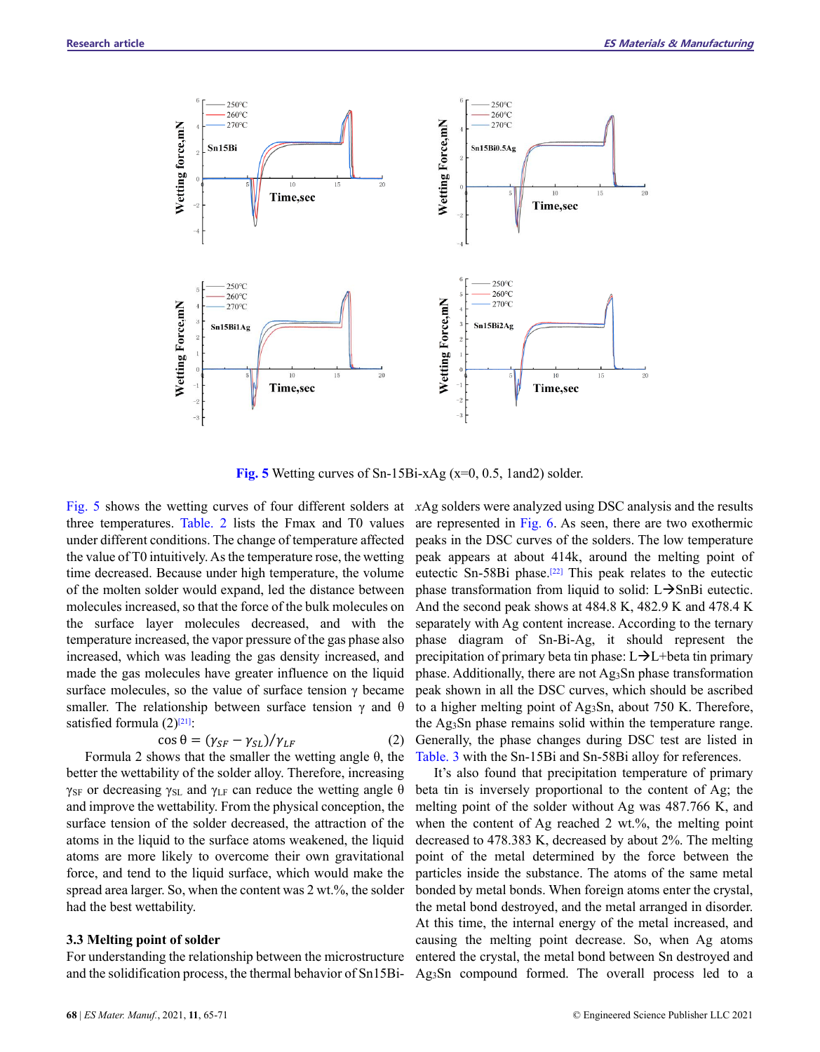Fig. 5 Wetting curves of Sn-15Bi-xAg (x=0, 0.5, 1and2) solder.

Fig. 5 shows the wetting curves of four different solders at three temperatures. Table. 2 lists the Fmax and T0 values under different conditions. The change of temperature affected the value of T0 intuitively. As the temperature rose, the wetting time decreased. Because under high temperature, the volume of the molten solder would expand, led the distance between molecules increased, so that the force of the bulk molecules on the surface layer molecules decreased, and with the temperature increased, the vapor pressure of the gas phase also increased, which was leading the gas density increased, and made the gas molecules have greater influence on the liquid surface molecules, so the value of surface tension γ became smaller. The relationship between surface tension γ and θ satisfied formula (2)[21]:

$$\cos\theta = (\gamma_{SF} - \gamma_{SL})/\gamma_{LF} \qquad (2)$$

Formula 2 shows that the smaller the wetting angle θ, the better the wettability of the solder alloy. Therefore, increasing $\gamma_{SF}$ or decreasing $\gamma_{SL}$ and $\gamma_{LF}$ can reduce the wetting angle θ and improve the wettability. From the physical conception, the surface tension of the solder decreased, the attraction of the atoms in the liquid to the surface atoms weakened, the liquid atoms are more likely to overcome their own gravitational force, and tend to the liquid surface, which would make the spread area larger. So, when the content was 2 wt.%, the solder had the best wettability.

### 3.3 Melting point of solder

For understanding the relationship between the microstructure and the solidification process, the thermal behavior of Sn15Bi-*x*Ag solders were analyzed using DSC analysis and the results are represented in Fig. 6. As seen, there are two exothermic peaks in the DSC curves of the solders. The low temperature peak appears at about 414k, around the melting point of eutectic Sn-58Bi phase.[22] This peak relates to the eutectic phase transformation from liquid to solid: L→SnBi eutectic. And the second peak shows at 484.8 K, 482.9 K and 478.4 K separately with Ag content increase. According to the ternary phase diagram of Sn-Bi-Ag, it should represent the precipitation of primary beta tin phase: L→L+beta tin primary phase. Additionally, there are not $Ag_3Sn$ phase transformation peak shown in all the DSC curves, which should be ascribed to a higher melting point of $Ag_3Sn$, about 750 K. Therefore, the $Ag_3Sn$ phase remains solid within the temperature range. Generally, the phase changes during DSC test are listed in Table. 3 with the Sn-15Bi and Sn-58Bi alloy for references.

It's also found that precipitation temperature of primary beta tin is inversely proportional to the content of Ag; the melting point of the solder without Ag was 487.766 K, and when the content of Ag reached 2 wt.%, the melting point decreased to 478.383 K, decreased by about 2%. The melting point of the metal determined by the force between the particles inside the substance. The atoms of the same metal bonded by metal bonds. When foreign atoms enter the crystal, the metal bond destroyed, and the metal arranged in disorder. At this time, the internal energy of the metal increased, and causing the melting point decrease. So, when Ag atoms entered the crystal, the metal bond between Sn destroyed and $Ag_3Sn$ compound formed. The overall process led to a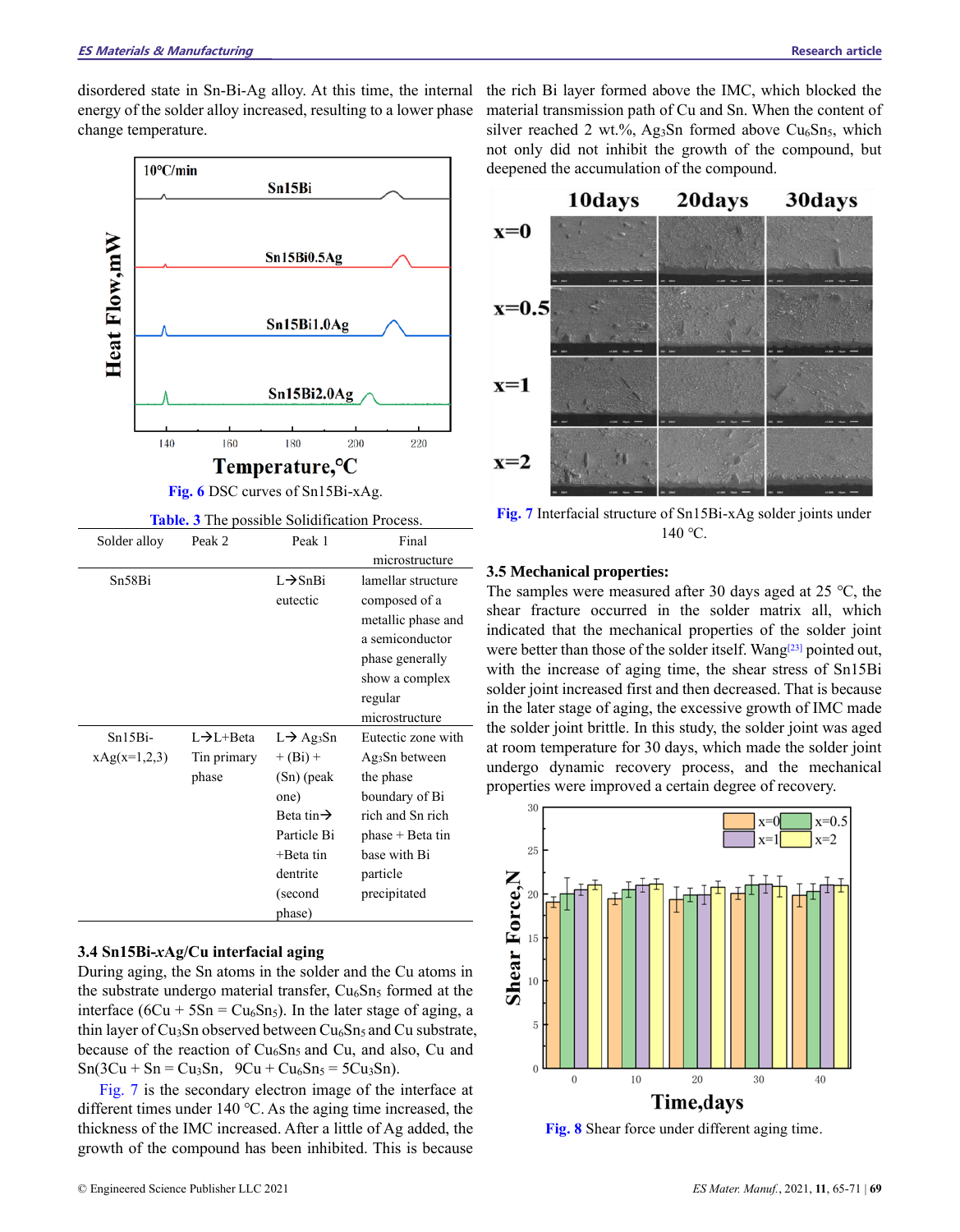disordered state in Sn-Bi-Ag alloy. At this time, the internal energy of the solder alloy increased, resulting to a lower phase change temperature.

Fig. 6 DSC curves of Sn15Bi-xAg.

Table. 3 The possible Solidification Process.

| Solder alloy | Peak 2 | Peak 1 | Final microstructure |
|---|---|---|---|
| Sn58Bi | | L→SnBi eutectic | lamellar structure composed of a metallic phase and a semiconductor phase generally show a complex regular microstructure |
| Sn15Bi-xAg(x=1,2,3) | L→L+Beta Tin primary phase | L→ $Ag_3Sn$ + (Bi) + (Sn) (peak one) Beta tin→ Particle Bi +Beta tin dentrite (second phase) | Eutectic zone with $Ag_3Sn$ between the phase boundary of Bi rich and Sn rich phase + Beta tin base with Bi particle precipitated |

### 3.4 Sn15Bi-*x*Ag/Cu interfacial aging

During aging, the Sn atoms in the solder and the Cu atoms in the substrate undergo material transfer, $Cu_6Sn_5$ formed at the interface ($6Cu + 5Sn = Cu_6Sn_5$). In the later stage of aging, a thin layer of $Cu_3Sn$ observed between $Cu_6Sn_5$ and Cu substrate, because of the reaction of $Cu_6Sn_5$ and Cu, and also, Cu and Sn($3Cu + Sn = Cu_3Sn$, $9Cu + Cu_6Sn_5 = 5Cu_3Sn$).

Fig. 7 is the secondary electron image of the interface at different times under 140 °C. As the aging time increased, the thickness of the IMC increased. After a little of Ag added, the growth of the compound has been inhibited. This is because the rich Bi layer formed above the IMC, which blocked the material transmission path of Cu and Sn. When the content of silver reached 2 wt.%, $Ag_3Sn$ formed above $Cu_6Sn_5$, which not only did not inhibit the growth of the compound, but deepened the accumulation of the compound.

Fig. 7 Interfacial structure of Sn15Bi-xAg solder joints under 140 °C.

### 3.5 Mechanical properties:

The samples were measured after 30 days aged at 25 °C, the shear fracture occurred in the solder matrix all, which indicated that the mechanical properties of the solder joint were better than those of the solder itself. Wang[23] pointed out, with the increase of aging time, the shear stress of Sn15Bi solder joint increased first and then decreased. That is because in the later stage of aging, the excessive growth of IMC made the solder joint brittle. In this study, the solder joint was aged at room temperature for 30 days, which made the solder joint undergo dynamic recovery process, and the mechanical properties were improved a certain degree of recovery.

Fig. 8 Shear force under different aging time.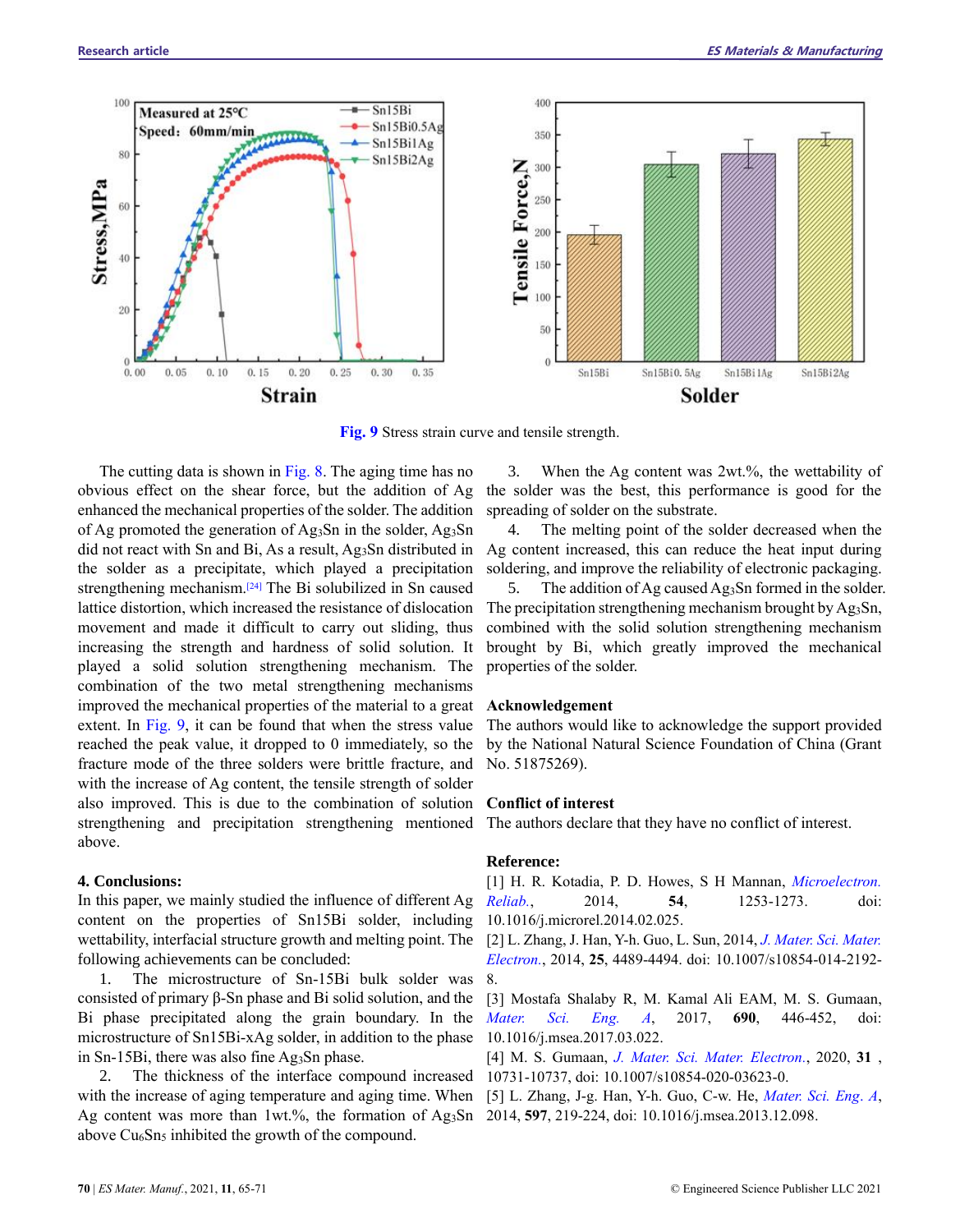Fig. 9 Stress strain curve and tensile strength.

The cutting data is shown in Fig. 8. The aging time has no obvious effect on the shear force, but the addition of Ag enhanced the mechanical properties of the solder. The addition of Ag promoted the generation of $Ag_3Sn$ in the solder, $Ag_3Sn$ did not react with Sn and Bi, As a result, $Ag_3Sn$ distributed in the solder as a precipitate, which played a precipitation strengthening mechanism.[24] The Bi solubilized in Sn caused lattice distortion, which increased the resistance of dislocation movement and made it difficult to carry out sliding, thus increasing the strength and hardness of solid solution. It played a solid solution strengthening mechanism. The combination of the two metal strengthening mechanisms improved the mechanical properties of the material to a great extent. In Fig. 9, it can be found that when the stress value reached the peak value, it dropped to 0 immediately, so the fracture mode of the three solders were brittle fracture, and with the increase of Ag content, the tensile strength of solder also improved. This is due to the combination of solution strengthening and precipitation strengthening mentioned above.

## 4. Conclusions:

In this paper, we mainly studied the influence of different Ag content on the properties of Sn15Bi solder, including wettability, interfacial structure growth and melting point. The following achievements can be concluded:

1. The microstructure of Sn-15Bi bulk solder was consisted of primary β-Sn phase and Bi solid solution, and the Bi phase precipitated along the grain boundary. In the microstructure of Sn15Bi-xAg solder, in addition to the phase in Sn-15Bi, there was also fine $Ag_3Sn$ phase.
2. The thickness of the interface compound increased with the increase of aging temperature and aging time. When Ag content was more than 1wt.%, the formation of $Ag_3Sn$ above $Cu_6Sn_5$ inhibited the growth of the compound.
3. When the Ag content was 2wt.%, the wettability of the solder was the best, this performance is good for the spreading of solder on the substrate.
4. The melting point of the solder decreased when the Ag content increased, this can reduce the heat input during soldering, and improve the reliability of electronic packaging.
5. The addition of Ag caused $Ag_3Sn$ formed in the solder. The precipitation strengthening mechanism brought by $Ag_3Sn$, combined with the solid solution strengthening mechanism brought by Bi, which greatly improved the mechanical properties of the solder.

## Acknowledgement

The authors would like to acknowledge the support provided by the National Natural Science Foundation of China (Grant No. 51875269).

## Conflict of interest

The authors declare that they have no conflict of interest.

## Reference:

[1] H. R. Kotadia, P. D. Howes, S H Mannan, *Microelectron. Reliab.*, 2014, **54**, 1253-1273. doi: 10.1016/j.microrel.2014.02.025.

[2] L. Zhang, J. Han, Y-h. Guo, L. Sun, 2014, *J. Mater. Sci. Mater. Electron.*, 2014, **25**, 4489-4494. doi: 10.1007/s10854-014-2192-8.

[3] Mostafa Shalaby R, M. Kamal Ali EAM, M. S. Gumaan, *Mater. Sci. Eng. A*, 2017, **690**, 446-452, doi: 10.1016/j.msea.2017.03.022.

[4] M. S. Gumaan, *J. Mater. Sci. Mater. Electron.*, 2020, **31** , 10731-10737, doi: 10.1007/s10854-020-03623-0.

[5] L. Zhang, J-g. Han, Y-h. Guo, C-w. He, *Mater. Sci. Eng. A*, 2014, **597**, 219-224, doi: 10.1016/j.msea.2013.12.098.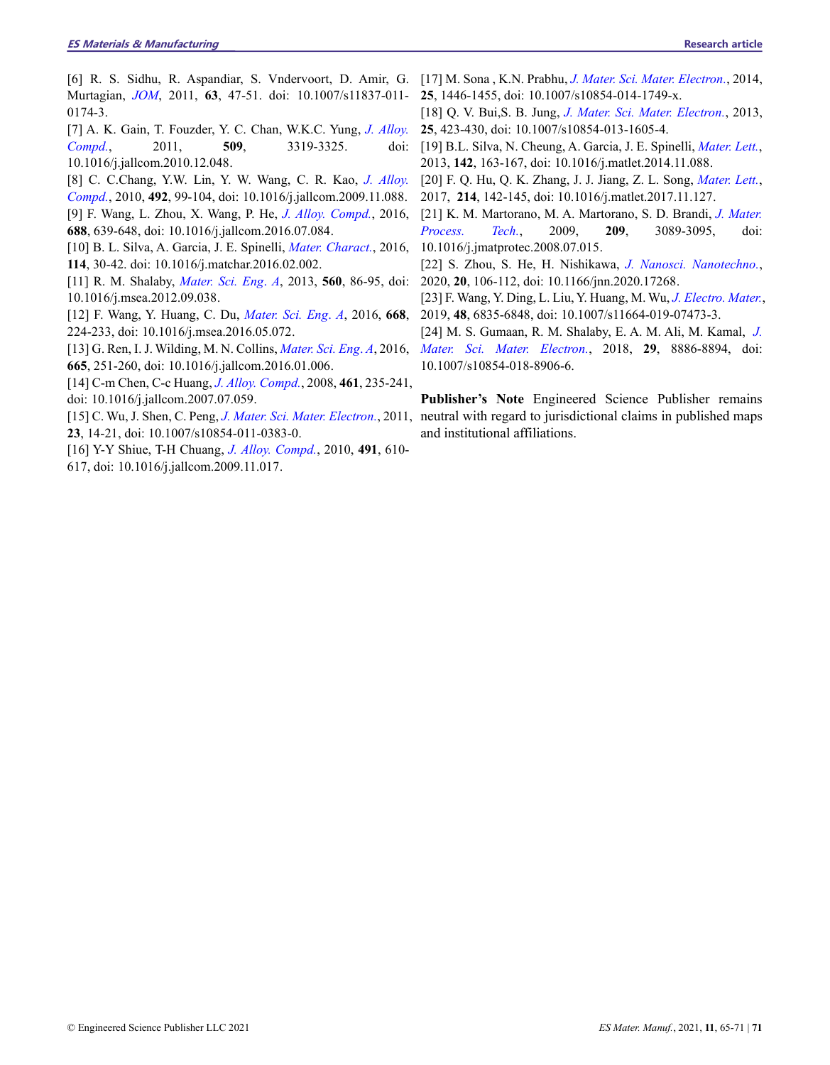[6] R. S. Sidhu, R. Aspandiar, S. Vndervoort, D. Amir, G. Murtagian, *JOM*, 2011, **63**, 47-51. doi: 10.1007/s11837-011-0174-3.

[7] A. K. Gain, T. Fouzder, Y. C. Chan, W.K.C. Yung, *J. Alloy. Compd.*, 2011, **509**, 3319-3325. doi: 10.1016/j.jallcom.2010.12.048.

[8] C. C.Chang, Y.W. Lin, Y. W. Wang, C. R. Kao, *J. Alloy. Compd.*, 2010, **492**, 99-104, doi: 10.1016/j.jallcom.2009.11.088.

[9] F. Wang, L. Zhou, X. Wang, P. He, *J. Alloy. Compd.*, 2016, **688**, 639-648, doi: 10.1016/j.jallcom.2016.07.084.

[10] B. L. Silva, A. Garcia, J. E. Spinelli, *Mater. Charact.*, 2016, **114**, 30-42. doi: 10.1016/j.matchar.2016.02.002.

[11] R. M. Shalaby, *Mater. Sci. Eng. A*, 2013, **560**, 86-95, doi: 10.1016/j.msea.2012.09.038.

[12] F. Wang, Y. Huang, C. Du, *Mater. Sci. Eng. A*, 2016, **668**, 224-233, doi: 10.1016/j.msea.2016.05.072.

[13] G. Ren, I. J. Wilding, M. N. Collins, *Mater. Sci. Eng. A*, 2016, **665**, 251-260, doi: 10.1016/j.jallcom.2016.01.006.

[14] C-m Chen, C-c Huang, *J. Alloy. Compd.*, 2008, **461**, 235-241, doi: 10.1016/j.jallcom.2007.07.059.

[15] C. Wu, J. Shen, C. Peng, *J. Mater. Sci. Mater. Electron.*, 2011, **23**, 14-21, doi: 10.1007/s10854-011-0383-0.

[16] Y-Y Shiue, T-H Chuang, *J. Alloy. Compd.*, 2010, **491**, 610-617, doi: 10.1016/j.jallcom.2009.11.017.

[17] M. Sona , K.N. Prabhu, *J. Mater. Sci. Mater. Electron.*, 2014, **25**, 1446-1455, doi: 10.1007/s10854-014-1749-x.

[18] Q. V. Bui,S. B. Jung, *J. Mater. Sci. Mater. Electron.*, 2013, **25**, 423-430, doi: 10.1007/s10854-013-1605-4.

[19] B.L. Silva, N. Cheung, A. Garcia, J. E. Spinelli, *Mater. Lett.*, 2013, **142**, 163-167, doi: 10.1016/j.matlet.2014.11.088.

[20] F. Q. Hu, Q. K. Zhang, J. J. Jiang, Z. L. Song, *Mater. Lett.*, 2017, **214**, 142-145, doi: 10.1016/j.matlet.2017.11.127.

[21] K. M. Martorano, M. A. Martorano, S. D. Brandi, *J. Mater. Process. Tech.*, 2009, **209**, 3089-3095, doi: 10.1016/j.jmatprotec.2008.07.015.

[22] S. Zhou, S. He, H. Nishikawa, *J. Nanosci. Nanotechno.*, 2020, **20**, 106-112, doi: 10.1166/jnn.2020.17268.

[23] F. Wang, Y. Ding, L. Liu, Y. Huang, M. Wu, *J. Electro. Mater.*, 2019, **48**, 6835-6848, doi: 10.1007/s11664-019-07473-3.

[24] M. S. Gumaan, R. M. Shalaby, E. A. M. Ali, M. Kamal, *J. Mater. Sci. Mater. Electron.*, 2018, **29**, 8886-8894, doi: 10.1007/s10854-018-8906-6.

**Publisher's Note** Engineered Science Publisher remains neutral with regard to jurisdictional claims in published maps and institutional affiliations.

© Engineered Science Publisher LLC 2021